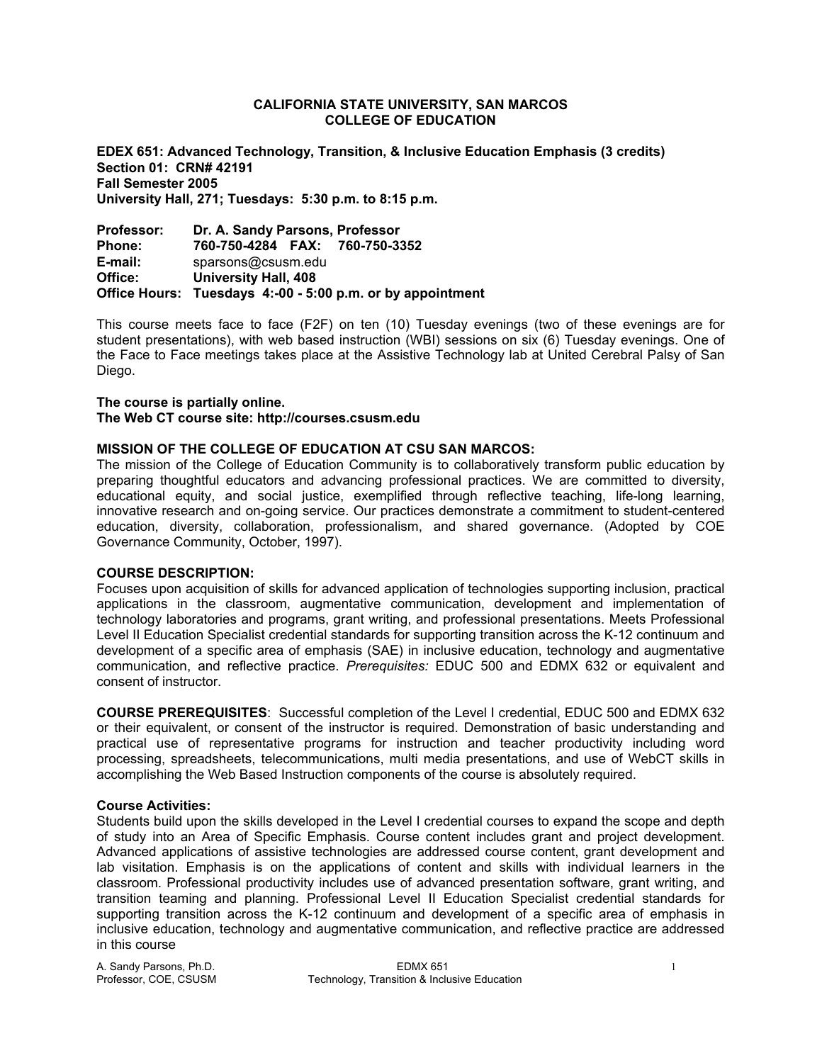**CALIFORNIA STATE UNIVERSITY, SAN MARCOS**
**COLLEGE OF EDUCATION**

**EDEX 651: Advanced Technology, Transition, & Inclusive Education Emphasis (3 credits)**
**Section 01: CRN# 42191**
**Fall Semester 2005**
**University Hall, 271; Tuesdays: 5:30 p.m. to 8:15 p.m.**

**Professor:** **Dr. A. Sandy Parsons, Professor**
**Phone:** **760-750-4284 FAX: 760-750-3352**
**E-mail:** sparsons@csusm.edu
**Office:** **University Hall, 408**
**Office Hours: Tuesdays 4:-00 - 5:00 p.m. or by appointment**

This course meets face to face (F2F) on ten (10) Tuesday evenings (two of these evenings are for student presentations), with web based instruction (WBI) sessions on six (6) Tuesday evenings. One of the Face to Face meetings takes place at the Assistive Technology lab at United Cerebral Palsy of San Diego.

**The course is partially online.**
**The Web CT course site: http://courses.csusm.edu**

**MISSION OF THE COLLEGE OF EDUCATION AT CSU SAN MARCOS:**
The mission of the College of Education Community is to collaboratively transform public education by preparing thoughtful educators and advancing professional practices. We are committed to diversity, educational equity, and social justice, exemplified through reflective teaching, life-long learning, innovative research and on-going service. Our practices demonstrate a commitment to student-centered education, diversity, collaboration, professionalism, and shared governance. (Adopted by COE Governance Community, October, 1997).

**COURSE DESCRIPTION:**
Focuses upon acquisition of skills for advanced application of technologies supporting inclusion, practical applications in the classroom, augmentative communication, development and implementation of technology laboratories and programs, grant writing, and professional presentations. Meets Professional Level II Education Specialist credential standards for supporting transition across the K-12 continuum and development of a specific area of emphasis (SAE) in inclusive education, technology and augmentative communication, and reflective practice. *Prerequisites:* EDUC 500 and EDMX 632 or equivalent and consent of instructor.

**COURSE PREREQUISITES**: Successful completion of the Level I credential, EDUC 500 and EDMX 632 or their equivalent, or consent of the instructor is required. Demonstration of basic understanding and practical use of representative programs for instruction and teacher productivity including word processing, spreadsheets, telecommunications, multi media presentations, and use of WebCT skills in accomplishing the Web Based Instruction components of the course is absolutely required.

**Course Activities:**
Students build upon the skills developed in the Level I credential courses to expand the scope and depth of study into an Area of Specific Emphasis. Course content includes grant and project development. Advanced applications of assistive technologies are addressed course content, grant development and lab visitation. Emphasis is on the applications of content and skills with individual learners in the classroom. Professional productivity includes use of advanced presentation software, grant writing, and transition teaming and planning. Professional Level II Education Specialist credential standards for supporting transition across the K-12 continuum and development of a specific area of emphasis in inclusive education, technology and augmentative communication, and reflective practice are addressed in this course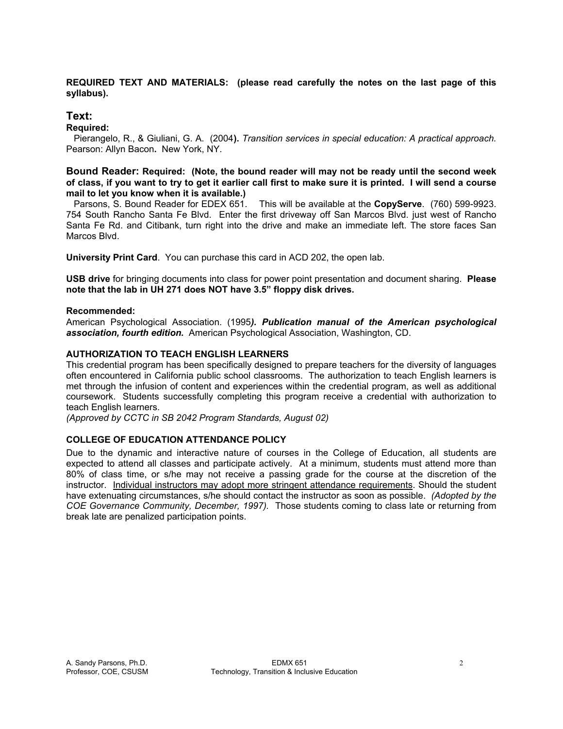**REQUIRED TEXT AND MATERIALS: (please read carefully the notes on the last page of this syllabus).**

## Text:

**Required:**

Pierangelo, R., & Giuliani, G. A. (2004**).** *Transition services in special education: A practical approach.* Pearson: Allyn Bacon**.** New York, NY.

**Bound Reader: Required: (Note, the bound reader will may not be ready until the second week of class, if you want to try to get it earlier call first to make sure it is printed. I will send a course mail to let you know when it is available.)**

Parsons, S. Bound Reader for EDEX 651. This will be available at the **CopyServe**. (760) 599-9923. 754 South Rancho Santa Fe Blvd. Enter the first driveway off San Marcos Blvd. just west of Rancho Santa Fe Rd. and Citibank, turn right into the drive and make an immediate left. The store faces San Marcos Blvd.

**University Print Card**. You can purchase this card in ACD 202, the open lab.

**USB drive** for bringing documents into class for power point presentation and document sharing. **Please note that the lab in UH 271 does NOT have 3.5" floppy disk drives.**

**Recommended:**

American Psychological Association. (1995***). Publication manual of the American psychological association, fourth edition.*** American Psychological Association, Washington, CD.

### AUTHORIZATION TO TEACH ENGLISH LEARNERS

This credential program has been specifically designed to prepare teachers for the diversity of languages often encountered in California public school classrooms. The authorization to teach English learners is met through the infusion of content and experiences within the credential program, as well as additional coursework. Students successfully completing this program receive a credential with authorization to teach English learners.

*(Approved by CCTC in SB 2042 Program Standards, August 02)*

### COLLEGE OF EDUCATION ATTENDANCE POLICY

Due to the dynamic and interactive nature of courses in the College of Education, all students are expected to attend all classes and participate actively. At a minimum, students must attend more than 80% of class time, or s/he may not receive a passing grade for the course at the discretion of the instructor. Individual instructors may adopt more stringent attendance requirements. Should the student have extenuating circumstances, s/he should contact the instructor as soon as possible. *(Adopted by the COE Governance Community, December, 1997).* Those students coming to class late or returning from break late are penalized participation points.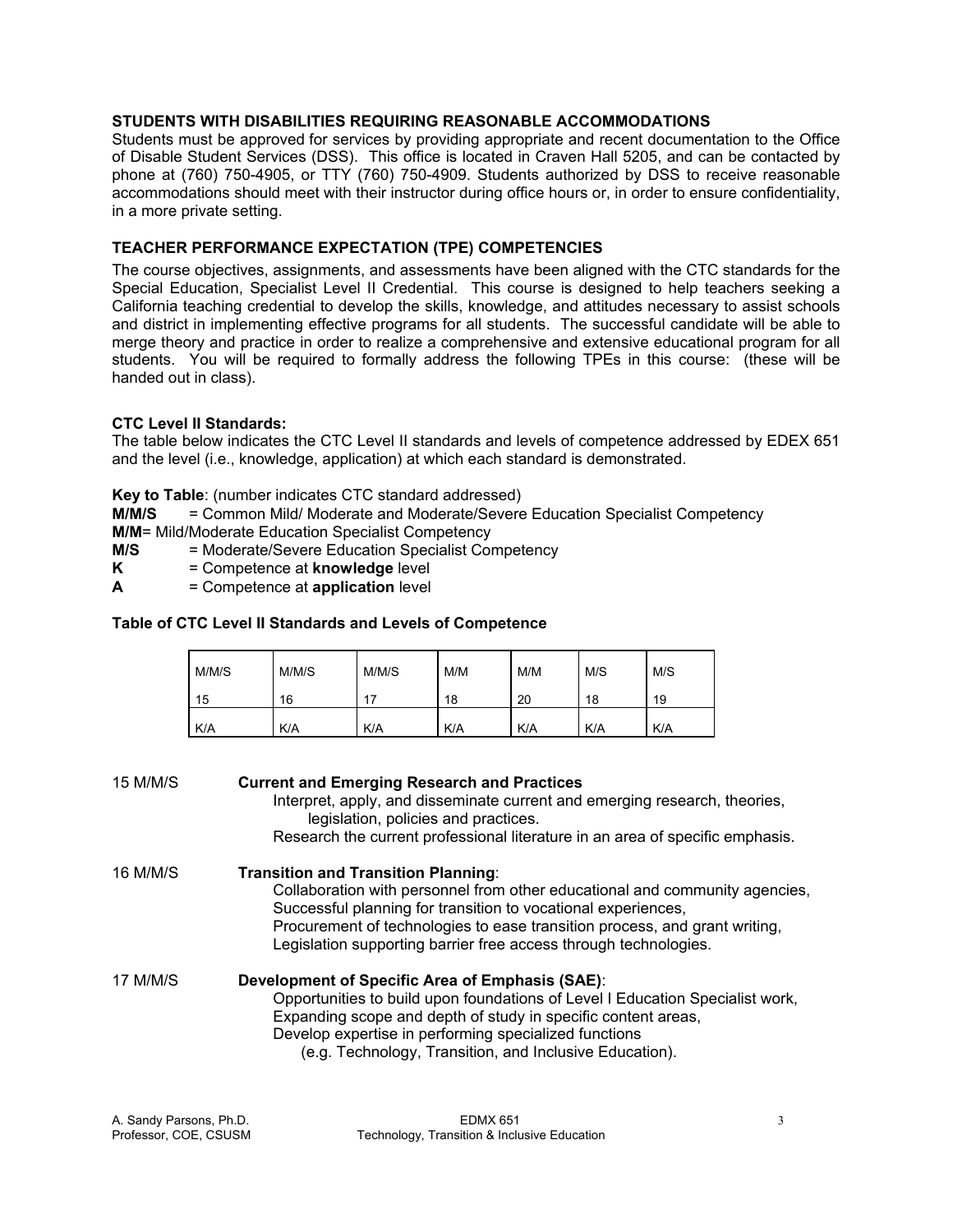**STUDENTS WITH DISABILITIES REQUIRING REASONABLE ACCOMMODATIONS**

Students must be approved for services by providing appropriate and recent documentation to the Office of Disable Student Services (DSS). This office is located in Craven Hall 5205, and can be contacted by phone at (760) 750-4905, or TTY (760) 750-4909. Students authorized by DSS to receive reasonable accommodations should meet with their instructor during office hours or, in order to ensure confidentiality, in a more private setting.

**TEACHER PERFORMANCE EXPECTATION (TPE) COMPETENCIES**

The course objectives, assignments, and assessments have been aligned with the CTC standards for the Special Education, Specialist Level II Credential. This course is designed to help teachers seeking a California teaching credential to develop the skills, knowledge, and attitudes necessary to assist schools and district in implementing effective programs for all students. The successful candidate will be able to merge theory and practice in order to realize a comprehensive and extensive educational program for all students. You will be required to formally address the following TPEs in this course: (these will be handed out in class).

**CTC Level II Standards:**

The table below indicates the CTC Level II standards and levels of competence addressed by EDEX 651 and the level (i.e., knowledge, application) at which each standard is demonstrated.

**Key to Table**: (number indicates CTC standard addressed)

**M/M/S** = Common Mild/ Moderate and Moderate/Severe Education Specialist Competency
**M/M**= Mild/Moderate Education Specialist Competency
**M/S** = Moderate/Severe Education Specialist Competency
**K** = Competence at **knowledge** level
**A** = Competence at **application** level

**Table of CTC Level II Standards and Levels of Competence**

| M/M/S 15 | M/M/S 16 | M/M/S 17 | M/M 18 | M/M 20 | M/S 18 | M/S 19 |
|---|---|---|---|---|---|---|
| K/A | K/A | K/A | K/A | K/A | K/A | K/A |

15 M/M/S **Current and Emerging Research and Practices**
- Interpret, apply, and disseminate current and emerging research, theories, legislation, policies and practices.
- Research the current professional literature in an area of specific emphasis.

16 M/M/S **Transition and Transition Planning**:
- Collaboration with personnel from other educational and community agencies,
- Successful planning for transition to vocational experiences,
- Procurement of technologies to ease transition process, and grant writing,
- Legislation supporting barrier free access through technologies.

17 M/M/S **Development of Specific Area of Emphasis (SAE)**:
- Opportunities to build upon foundations of Level I Education Specialist work,
- Expanding scope and depth of study in specific content areas,
- Develop expertise in performing specialized functions (e.g. Technology, Transition, and Inclusive Education).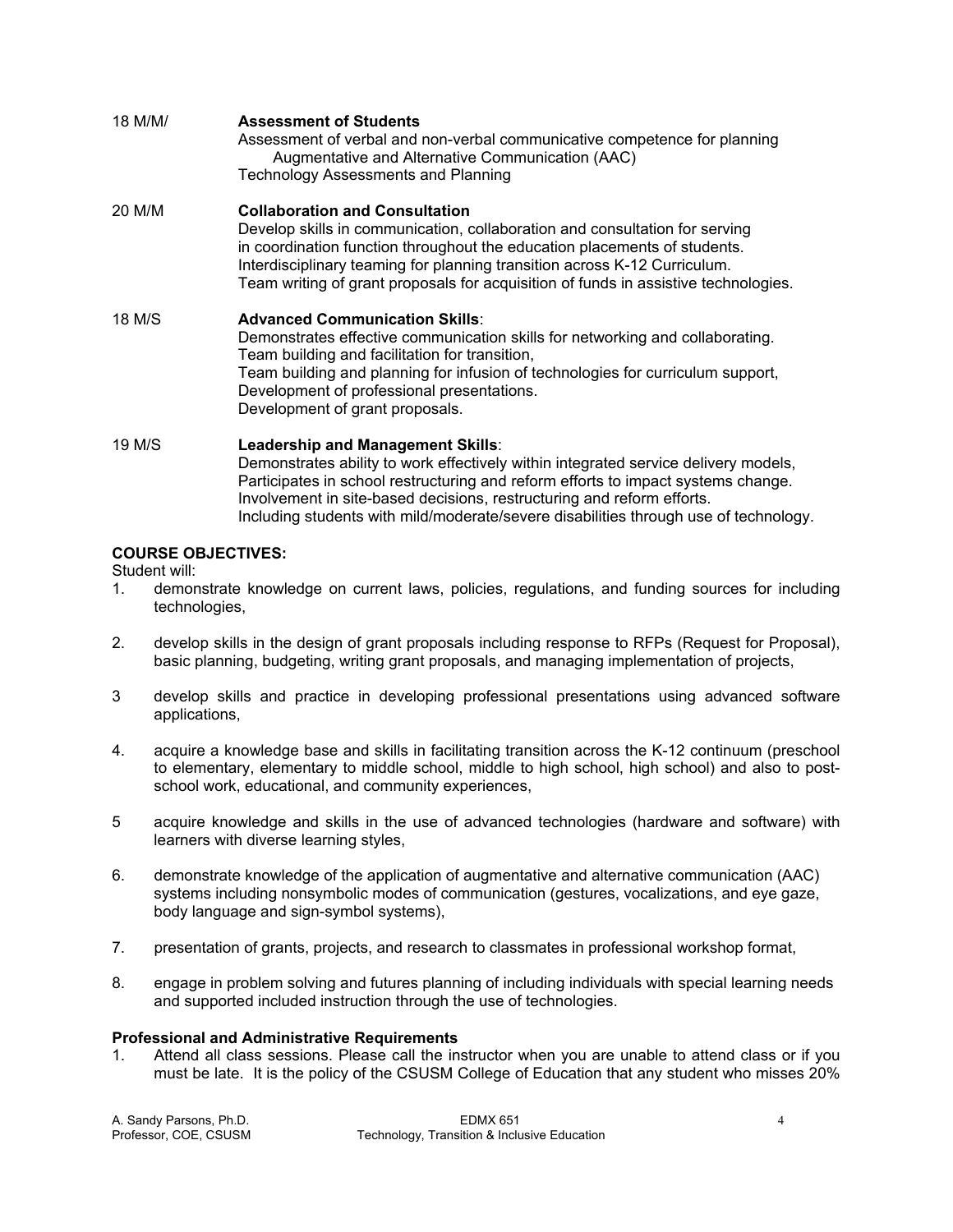18 M/M/ **Assessment of Students**
Assessment of verbal and non-verbal communicative competence for planning Augmentative and Alternative Communication (AAC)
Technology Assessments and Planning

20 M/M **Collaboration and Consultation**
Develop skills in communication, collaboration and consultation for serving in coordination function throughout the education placements of students.
Interdisciplinary teaming for planning transition across K-12 Curriculum.
Team writing of grant proposals for acquisition of funds in assistive technologies.

18 M/S **Advanced Communication Skills**:
Demonstrates effective communication skills for networking and collaborating.
Team building and facilitation for transition,
Team building and planning for infusion of technologies for curriculum support,
Development of professional presentations.
Development of grant proposals.

19 M/S **Leadership and Management Skills**:
Demonstrates ability to work effectively within integrated service delivery models,
Participates in school restructuring and reform efforts to impact systems change.
Involvement in site-based decisions, restructuring and reform efforts.
Including students with mild/moderate/severe disabilities through use of technology.

**COURSE OBJECTIVES:**

Student will:

1. demonstrate knowledge on current laws, policies, regulations, and funding sources for including technologies,

2. develop skills in the design of grant proposals including response to RFPs (Request for Proposal), basic planning, budgeting, writing grant proposals, and managing implementation of projects,

3 develop skills and practice in developing professional presentations using advanced software applications,

4. acquire a knowledge base and skills in facilitating transition across the K-12 continuum (preschool to elementary, elementary to middle school, middle to high school, high school) and also to post-school work, educational, and community experiences,

5 acquire knowledge and skills in the use of advanced technologies (hardware and software) with learners with diverse learning styles,

6. demonstrate knowledge of the application of augmentative and alternative communication (AAC) systems including nonsymbolic modes of communication (gestures, vocalizations, and eye gaze, body language and sign-symbol systems),

7. presentation of grants, projects, and research to classmates in professional workshop format,

8. engage in problem solving and futures planning of including individuals with special learning needs and supported included instruction through the use of technologies.

**Professional and Administrative Requirements**

1. Attend all class sessions. Please call the instructor when you are unable to attend class or if you must be late. It is the policy of the CSUSM College of Education that any student who misses 20%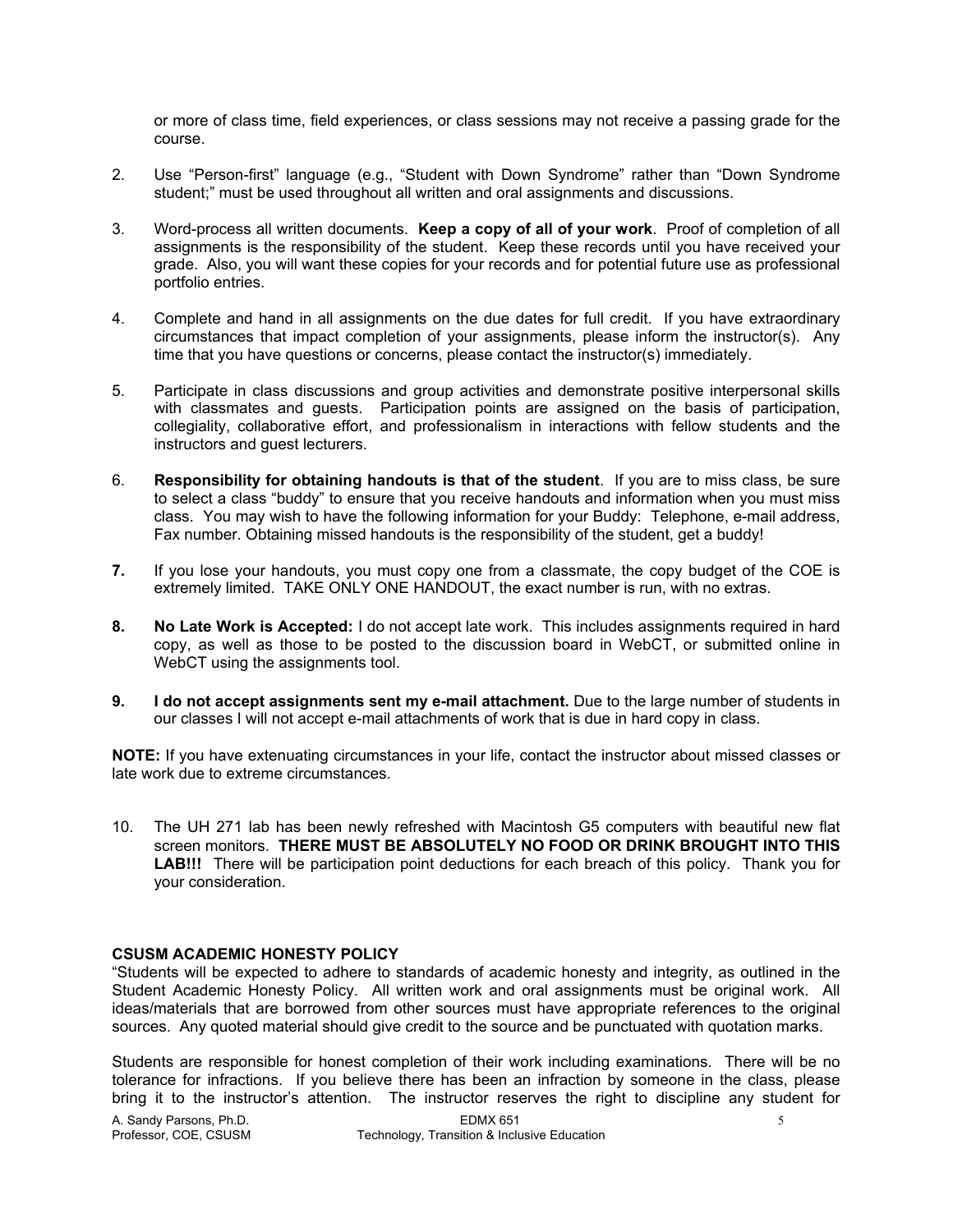or more of class time, field experiences, or class sessions may not receive a passing grade for the course.

2. Use "Person-first" language (e.g., "Student with Down Syndrome" rather than "Down Syndrome student;" must be used throughout all written and oral assignments and discussions.

3. Word-process all written documents. **Keep a copy of all of your work**. Proof of completion of all assignments is the responsibility of the student. Keep these records until you have received your grade. Also, you will want these copies for your records and for potential future use as professional portfolio entries.

4. Complete and hand in all assignments on the due dates for full credit. If you have extraordinary circumstances that impact completion of your assignments, please inform the instructor(s). Any time that you have questions or concerns, please contact the instructor(s) immediately.

5. Participate in class discussions and group activities and demonstrate positive interpersonal skills with classmates and guests. Participation points are assigned on the basis of participation, collegiality, collaborative effort, and professionalism in interactions with fellow students and the instructors and guest lecturers.

6. **Responsibility for obtaining handouts is that of the student**. If you are to miss class, be sure to select a class "buddy" to ensure that you receive handouts and information when you must miss class. You may wish to have the following information for your Buddy: Telephone, e-mail address, Fax number. Obtaining missed handouts is the responsibility of the student, get a buddy!

7. If you lose your handouts, you must copy one from a classmate, the copy budget of the COE is extremely limited. TAKE ONLY ONE HANDOUT, the exact number is run, with no extras.

8. **No Late Work is Accepted:** I do not accept late work. This includes assignments required in hard copy, as well as those to be posted to the discussion board in WebCT, or submitted online in WebCT using the assignments tool.

9. **I do not accept assignments sent my e-mail attachment.** Due to the large number of students in our classes I will not accept e-mail attachments of work that is due in hard copy in class.

**NOTE:** If you have extenuating circumstances in your life, contact the instructor about missed classes or late work due to extreme circumstances.

10. The UH 271 lab has been newly refreshed with Macintosh G5 computers with beautiful new flat screen monitors. **THERE MUST BE ABSOLUTELY NO FOOD OR DRINK BROUGHT INTO THIS LAB!!!** There will be participation point deductions for each breach of this policy. Thank you for your consideration.

### CSUSM ACADEMIC HONESTY POLICY

"Students will be expected to adhere to standards of academic honesty and integrity, as outlined in the Student Academic Honesty Policy. All written work and oral assignments must be original work. All ideas/materials that are borrowed from other sources must have appropriate references to the original sources. Any quoted material should give credit to the source and be punctuated with quotation marks.

Students are responsible for honest completion of their work including examinations. There will be no tolerance for infractions. If you believe there has been an infraction by someone in the class, please bring it to the instructor's attention. The instructor reserves the right to discipline any student for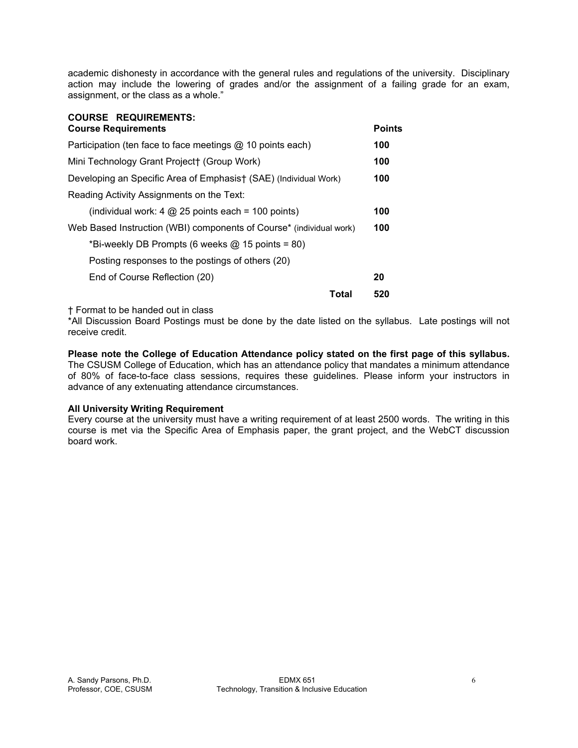academic dishonesty in accordance with the general rules and regulations of the university. Disciplinary action may include the lowering of grades and/or the assignment of a failing grade for an exam, assignment, or the class as a whole."

**COURSE REQUIREMENTS:**

| **Course Requirements** | **Points** |
|---|---|
| Participation (ten face to face meetings @ 10 points each) | **100** |
| Mini Technology Grant Project† (Group Work) | **100** |
| Developing an Specific Area of Emphasis† (SAE) (Individual Work) | **100** |
| Reading Activity Assignments on the Text: | |
| (individual work: 4 @ 25 points each = 100 points) | **100** |
| Web Based Instruction (WBI) components of Course* (individual work) | **100** |
| *Bi-weekly DB Prompts (6 weeks @ 15 points = 80) | |
| Posting responses to the postings of others (20) | |
| End of Course Reflection (20) | **20** |
| **Total** | **520** |

† Format to be handed out in class
*All Discussion Board Postings must be done by the date listed on the syllabus. Late postings will not receive credit.

**Please note the College of Education Attendance policy stated on the first page of this syllabus.** The CSUSM College of Education, which has an attendance policy that mandates a minimum attendance of 80% of face-to-face class sessions, requires these guidelines. Please inform your instructors in advance of any extenuating attendance circumstances.

**All University Writing Requirement**
Every course at the university must have a writing requirement of at least 2500 words. The writing in this course is met via the Specific Area of Emphasis paper, the grant project, and the WebCT discussion board work.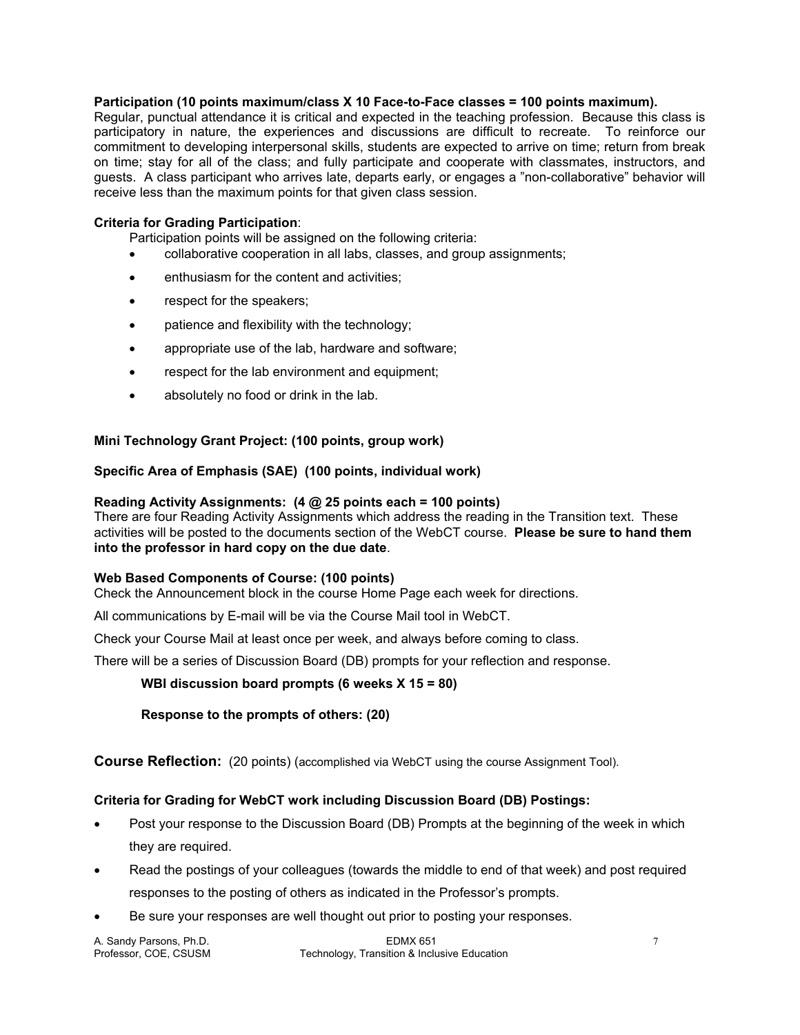**Participation (10 points maximum/class X 10 Face-to-Face classes = 100 points maximum).**
Regular, punctual attendance it is critical and expected in the teaching profession. Because this class is participatory in nature, the experiences and discussions are difficult to recreate. To reinforce our commitment to developing interpersonal skills, students are expected to arrive on time; return from break on time; stay for all of the class; and fully participate and cooperate with classmates, instructors, and guests. A class participant who arrives late, departs early, or engages a "non-collaborative" behavior will receive less than the maximum points for that given class session.

**Criteria for Grading Participation**:

Participation points will be assigned on the following criteria:

- collaborative cooperation in all labs, classes, and group assignments;
- enthusiasm for the content and activities;
- respect for the speakers;
- patience and flexibility with the technology;
- appropriate use of the lab, hardware and software;
- respect for the lab environment and equipment;
- absolutely no food or drink in the lab.

**Mini Technology Grant Project: (100 points, group work)**

**Specific Area of Emphasis (SAE) (100 points, individual work)**

**Reading Activity Assignments: (4 @ 25 points each = 100 points)**
There are four Reading Activity Assignments which address the reading in the Transition text. These activities will be posted to the documents section of the WebCT course. **Please be sure to hand them into the professor in hard copy on the due date**.

**Web Based Components of Course: (100 points)**
Check the Announcement block in the course Home Page each week for directions.

All communications by E-mail will be via the Course Mail tool in WebCT.

Check your Course Mail at least once per week, and always before coming to class.

There will be a series of Discussion Board (DB) prompts for your reflection and response.

**WBI discussion board prompts (6 weeks X 15 = 80)**

**Response to the prompts of others: (20)**

**Course Reflection:** (20 points) (accomplished via WebCT using the course Assignment Tool).

**Criteria for Grading for WebCT work including Discussion Board (DB) Postings:**

- Post your response to the Discussion Board (DB) Prompts at the beginning of the week in which they are required.
- Read the postings of your colleagues (towards the middle to end of that week) and post required responses to the posting of others as indicated in the Professor's prompts.
- Be sure your responses are well thought out prior to posting your responses.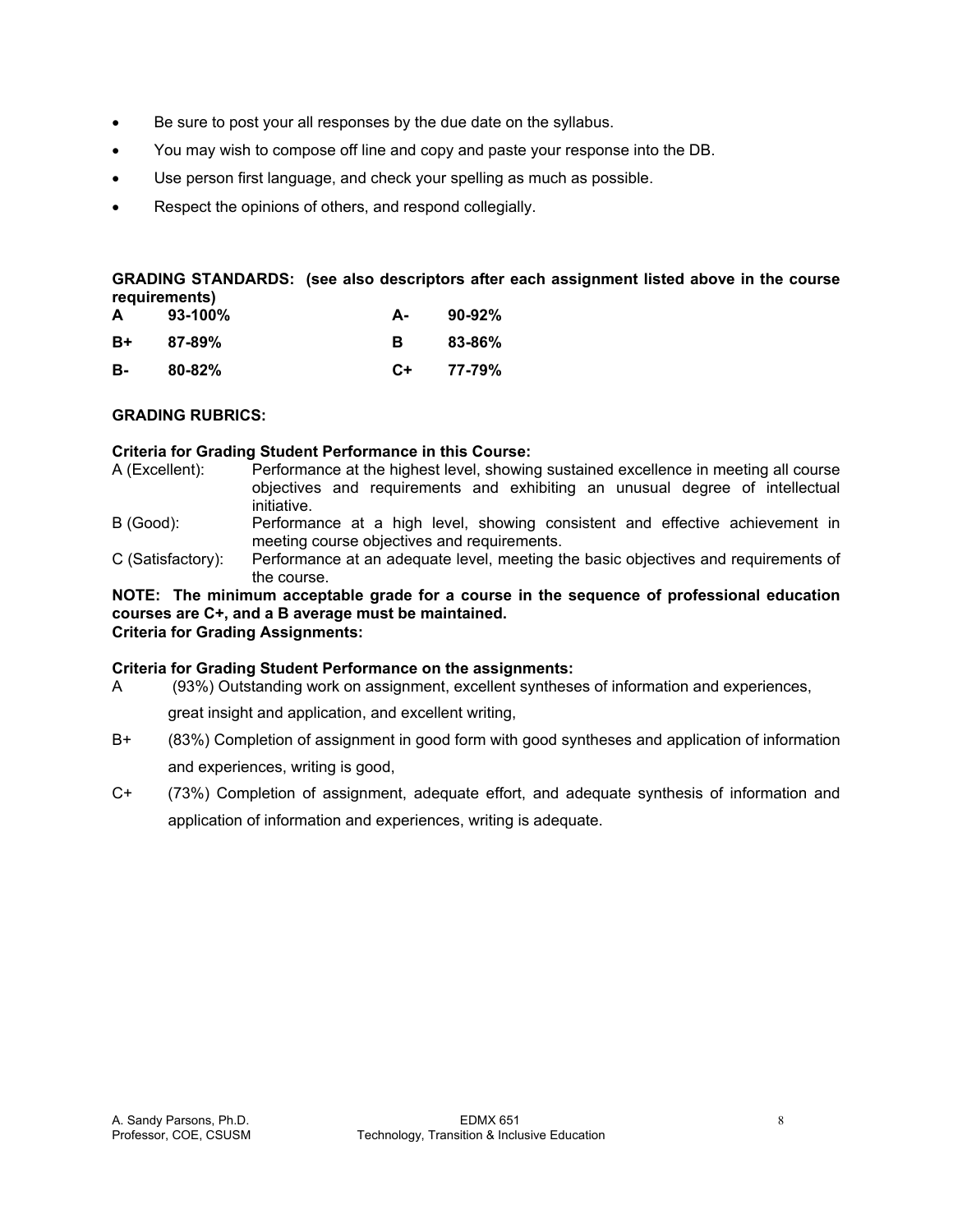- Be sure to post your all responses by the due date on the syllabus.
- You may wish to compose off line and copy and paste your response into the DB.
- Use person first language, and check your spelling as much as possible.
- Respect the opinions of others, and respond collegially.

**GRADING STANDARDS: (see also descriptors after each assignment listed above in the course requirements)**

| | | | |
|---|---|---|---|
| **A** | **93-100%** | **A-** | **90-92%** |
| **B+** | **87-89%** | **B** | **83-86%** |
| **B-** | **80-82%** | **C+** | **77-79%** |

**GRADING RUBRICS:**

**Criteria for Grading Student Performance in this Course:**

A (Excellent): Performance at the highest level, showing sustained excellence in meeting all course objectives and requirements and exhibiting an unusual degree of intellectual initiative.

B (Good): Performance at a high level, showing consistent and effective achievement in meeting course objectives and requirements.

C (Satisfactory): Performance at an adequate level, meeting the basic objectives and requirements of the course.

**NOTE: The minimum acceptable grade for a course in the sequence of professional education courses are C+, and a B average must be maintained.**

**Criteria for Grading Assignments:**

**Criteria for Grading Student Performance on the assignments:**

A (93%) Outstanding work on assignment, excellent syntheses of information and experiences, great insight and application, and excellent writing,

B+ (83%) Completion of assignment in good form with good syntheses and application of information and experiences, writing is good,

C+ (73%) Completion of assignment, adequate effort, and adequate synthesis of information and application of information and experiences, writing is adequate.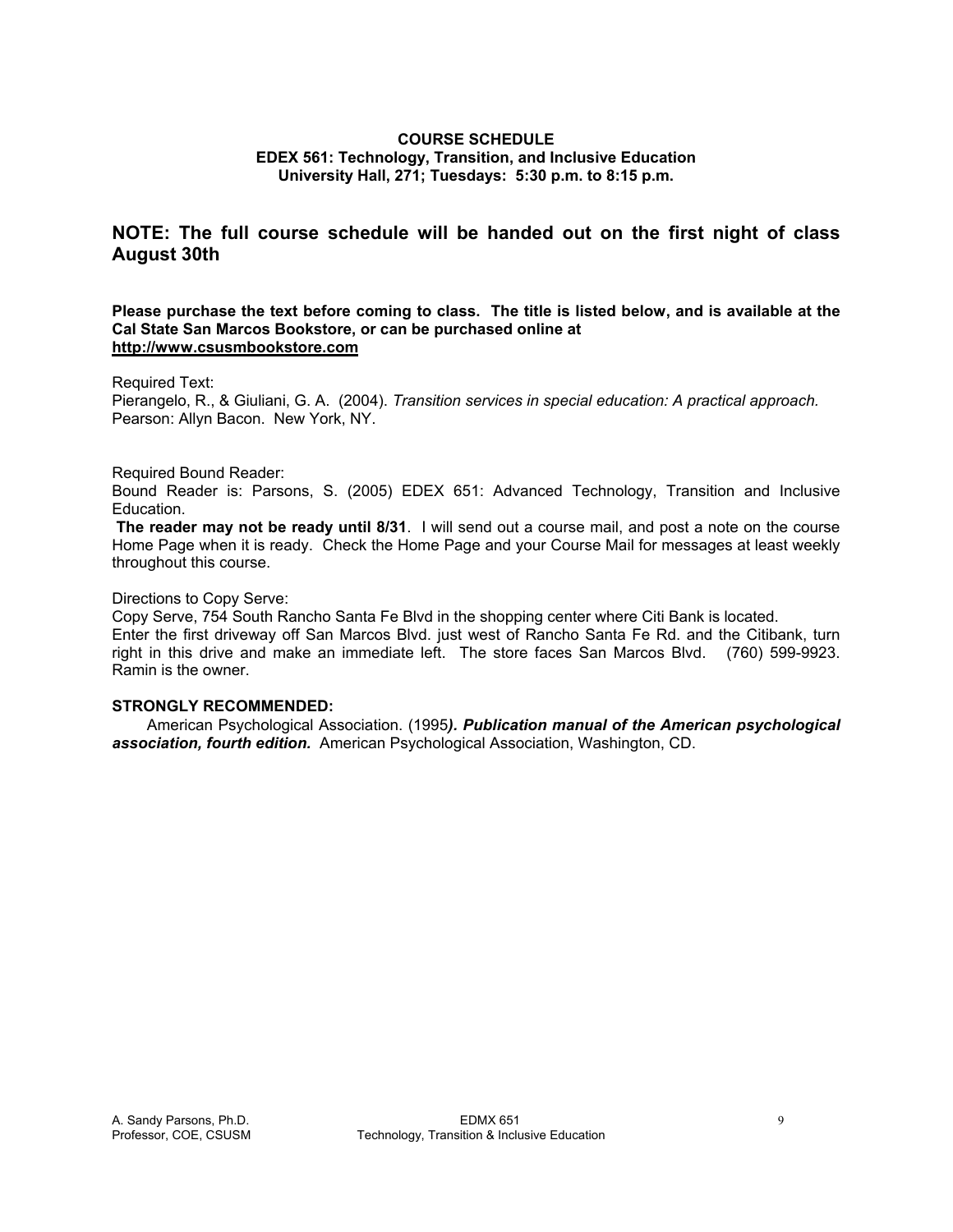**COURSE SCHEDULE**
**EDEX 561: Technology, Transition, and Inclusive Education**
**University Hall, 271; Tuesdays: 5:30 p.m. to 8:15 p.m.**

## NOTE: The full course schedule will be handed out on the first night of class August 30th

**Please purchase the text before coming to class. The title is listed below, and is available at the Cal State San Marcos Bookstore, or can be purchased online at [http://www.csusmbookstore.com](http://www.csusmbookstore.com)**

Required Text:
Pierangelo, R., & Giuliani, G. A. (2004). *Transition services in special education: A practical approach.* Pearson: Allyn Bacon. New York, NY.

Required Bound Reader:
Bound Reader is: Parsons, S. (2005) EDEX 651: Advanced Technology, Transition and Inclusive Education.
**The reader may not be ready until 8/31**. I will send out a course mail, and post a note on the course Home Page when it is ready. Check the Home Page and your Course Mail for messages at least weekly throughout this course.

Directions to Copy Serve:
Copy Serve, 754 South Rancho Santa Fe Blvd in the shopping center where Citi Bank is located.
Enter the first driveway off San Marcos Blvd. just west of Rancho Santa Fe Rd. and the Citibank, turn right in this drive and make an immediate left. The store faces San Marcos Blvd. (760) 599-9923. Ramin is the owner.

**STRONGLY RECOMMENDED:**
American Psychological Association. (1995***). Publication manual of the American psychological association, fourth edition.*** American Psychological Association, Washington, CD.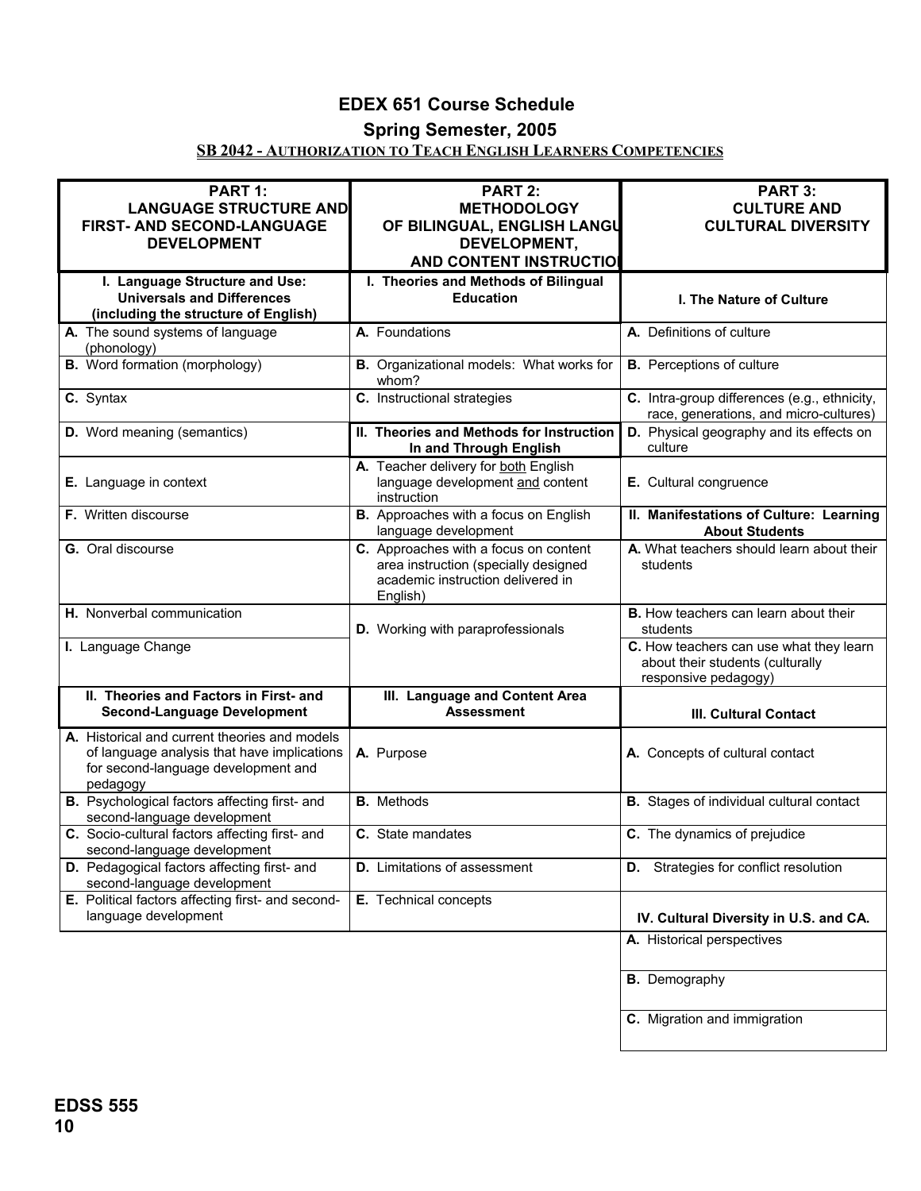# EDEX 651 Course Schedule

## Spring Semester, 2005

### SB 2042 - Authorization to Teach English Learners Competencies

| **PART 1: LANGUAGE STRUCTURE AND FIRST- AND SECOND-LANGUAGE DEVELOPMENT** | **PART 2: METHODOLOGY OF BILINGUAL, ENGLISH LANGU DEVELOPMENT, AND CONTENT INSTRUCTIO** | **PART 3: CULTURE AND CULTURAL DIVERSITY** |
|---|---|---|
| **I. Language Structure and Use: Universals and Differences (including the structure of English)** | **I. Theories and Methods of Bilingual Education** | **I. The Nature of Culture** |
| **A.** The sound systems of language (phonology) | **A.** Foundations | **A.** Definitions of culture |
| **B.** Word formation (morphology) | **B.** Organizational models: What works for whom? | **B.** Perceptions of culture |
| **C.** Syntax | **C.** Instructional strategies | **C.** Intra-group differences (e.g., ethnicity, race, generations, and micro-cultures) |
| **D.** Word meaning (semantics) | **II. Theories and Methods for Instruction In and Through English** | **D.** Physical geography and its effects on culture |
| **E.** Language in context | **A.** Teacher delivery for both English language development and content instruction | **E.** Cultural congruence |
| **F.** Written discourse | **B.** Approaches with a focus on English language development | **II. Manifestations of Culture: Learning About Students** |
| **G.** Oral discourse | **C.** Approaches with a focus on content area instruction (specially designed academic instruction delivered in English) | **A.** What teachers should learn about their students |
| **H.** Nonverbal communication | **D.** Working with paraprofessionals | **B.** How teachers can learn about their students |
| **I.** Language Change | | **C.** How teachers can use what they learn about their students (culturally responsive pedagogy) |
| **II. Theories and Factors in First- and Second-Language Development** | **III. Language and Content Area Assessment** | **III. Cultural Contact** |
| **A.** Historical and current theories and models of language analysis that have implications for second-language development and pedagogy | **A.** Purpose | **A.** Concepts of cultural contact |
| **B.** Psychological factors affecting first- and second-language development | **B.** Methods | **B.** Stages of individual cultural contact |
| **C.** Socio-cultural factors affecting first- and second-language development | **C.** State mandates | **C.** The dynamics of prejudice |
| **D.** Pedagogical factors affecting first- and second-language development | **D.** Limitations of assessment | **D.** Strategies for conflict resolution |
| **E.** Political factors affecting first- and second-language development | **E.** Technical concepts | **IV. Cultural Diversity in U.S. and CA.** |
| | | **A.** Historical perspectives |
| | | **B.** Demography |
| | | **C.** Migration and immigration |

**EDSS 555**